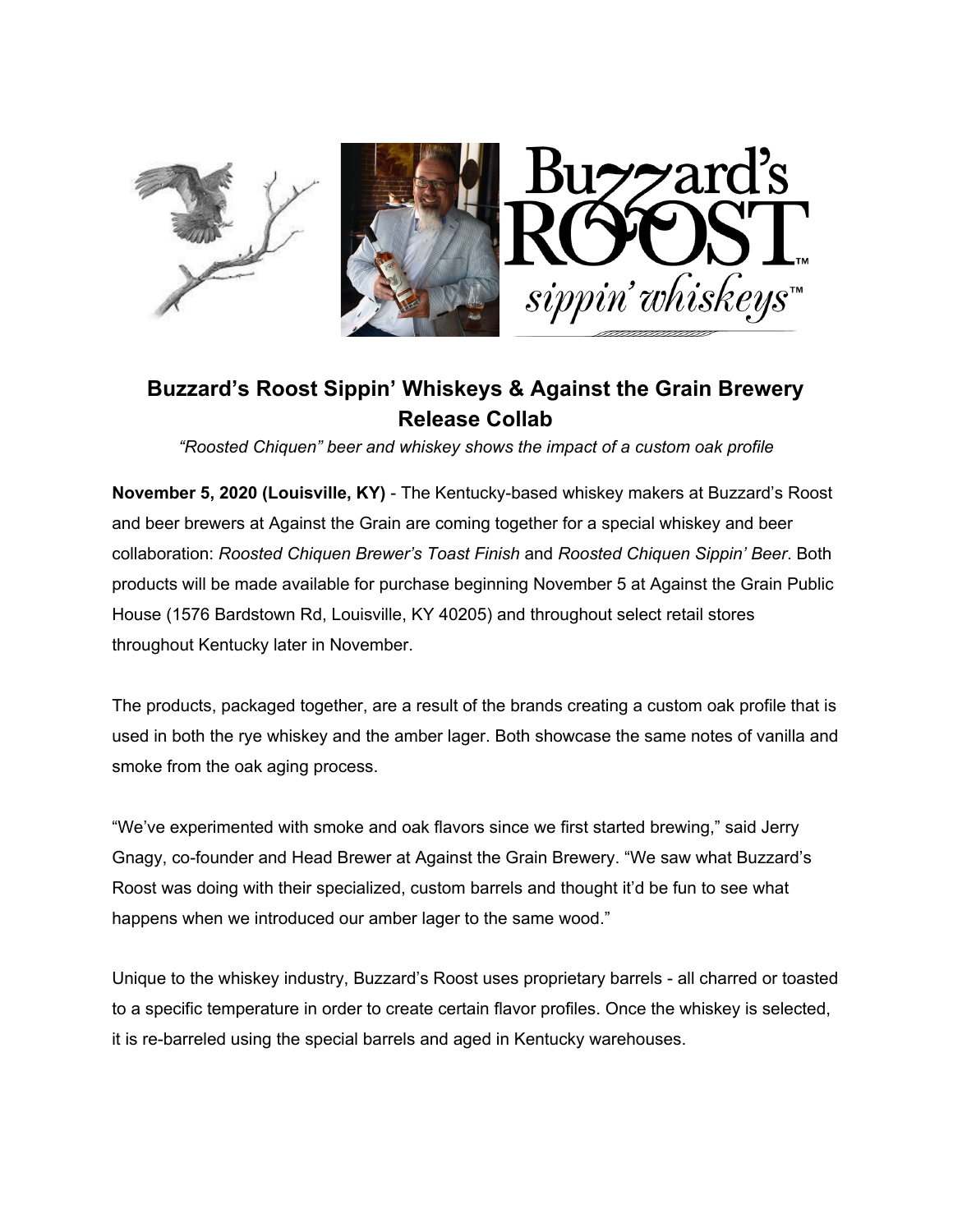# Buzzard's Roost Sippin' Whiskeys & Against the Grain Brewery Release Collab

*"Roosted Chiquen" beer and whiskey shows the impact of a custom oak profile*

**November 5, 2020 (Louisville, KY)** - The Kentucky-based whiskey makers at Buzzard's Roost and beer brewers at Against the Grain are coming together for a special whiskey and beer collaboration: *Roosted Chiquen Brewer's Toast Finish* and *Roosted Chiquen Sippin' Beer*. Both products will be made available for purchase beginning November 5 at Against the Grain Public House (1576 Bardstown Rd, Louisville, KY 40205) and throughout select retail stores throughout Kentucky later in November.

The products, packaged together, are a result of the brands creating a custom oak profile that is used in both the rye whiskey and the amber lager. Both showcase the same notes of vanilla and smoke from the oak aging process.

"We've experimented with smoke and oak flavors since we first started brewing," said Jerry Gnagy, co-founder and Head Brewer at Against the Grain Brewery. "We saw what Buzzard's Roost was doing with their specialized, custom barrels and thought it'd be fun to see what happens when we introduced our amber lager to the same wood."

Unique to the whiskey industry, Buzzard's Roost uses proprietary barrels - all charred or toasted to a specific temperature in order to create certain flavor profiles. Once the whiskey is selected, it is re-barreled using the special barrels and aged in Kentucky warehouses.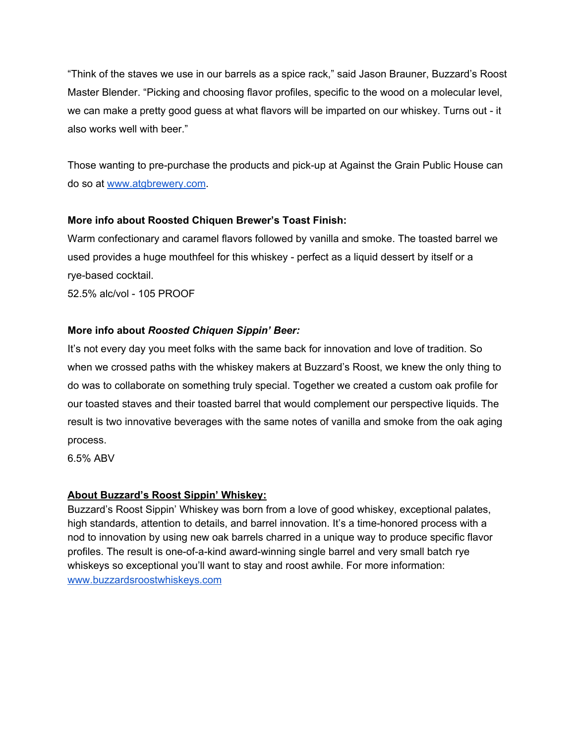"Think of the staves we use in our barrels as a spice rack," said Jason Brauner, Buzzard's Roost Master Blender. "Picking and choosing flavor profiles, specific to the wood on a molecular level, we can make a pretty good guess at what flavors will be imparted on our whiskey. Turns out - it also works well with beer."

Those wanting to pre-purchase the products and pick-up at Against the Grain Public House can do so at [www.atgbrewery.com](http://www.atgbrewery.com).

**More info about Roosted Chiquen Brewer's Toast Finish:**
Warm confectionary and caramel flavors followed by vanilla and smoke. The toasted barrel we used provides a huge mouthfeel for this whiskey - perfect as a liquid dessert by itself or a rye-based cocktail.
52.5% alc/vol - 105 PROOF

**More info about *Roosted Chiquen Sippin' Beer:***
It's not every day you meet folks with the same back for innovation and love of tradition. So when we crossed paths with the whiskey makers at Buzzard's Roost, we knew the only thing to do was to collaborate on something truly special. Together we created a custom oak profile for our toasted staves and their toasted barrel that would complement our perspective liquids. The result is two innovative beverages with the same notes of vanilla and smoke from the oak aging process.
6.5% ABV

**About Buzzard's Roost Sippin' Whiskey:**
Buzzard's Roost Sippin' Whiskey was born from a love of good whiskey, exceptional palates, high standards, attention to details, and barrel innovation. It's a time-honored process with a nod to innovation by using new oak barrels charred in a unique way to produce specific flavor profiles. The result is one-of-a-kind award-winning single barrel and very small batch rye whiskeys so exceptional you'll want to stay and roost awhile. For more information: [www.buzzardsroostwhiskeys.com](http://www.buzzardsroostwhiskeys.com)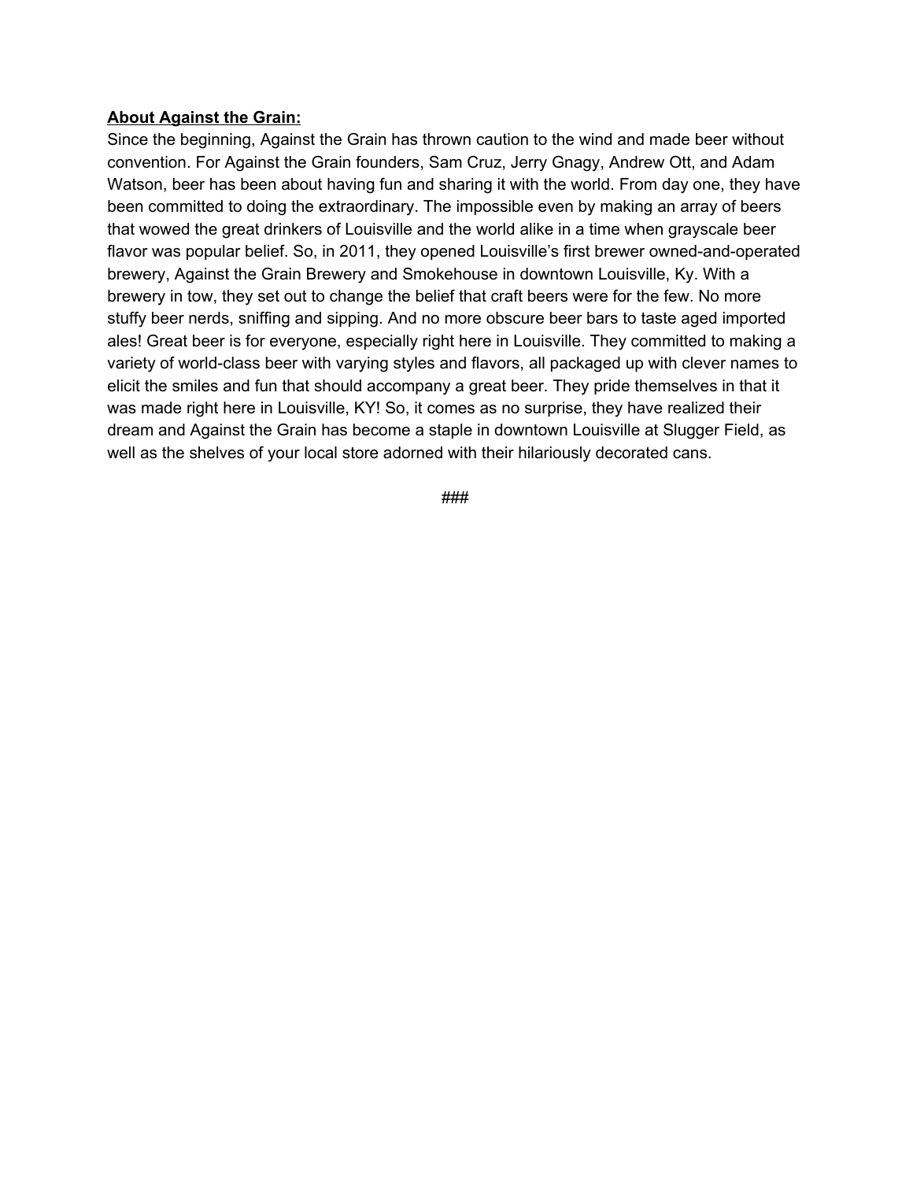**About Against the Grain:**

Since the beginning, Against the Grain has thrown caution to the wind and made beer without convention. For Against the Grain founders, Sam Cruz, Jerry Gnagy, Andrew Ott, and Adam Watson, beer has been about having fun and sharing it with the world. From day one, they have been committed to doing the extraordinary. The impossible even by making an array of beers that wowed the great drinkers of Louisville and the world alike in a time when grayscale beer flavor was popular belief. So, in 2011, they opened Louisville's first brewer owned-and-operated brewery, Against the Grain Brewery and Smokehouse in downtown Louisville, Ky. With a brewery in tow, they set out to change the belief that craft beers were for the few. No more stuffy beer nerds, sniffing and sipping. And no more obscure beer bars to taste aged imported ales! Great beer is for everyone, especially right here in Louisville. They committed to making a variety of world-class beer with varying styles and flavors, all packaged up with clever names to elicit the smiles and fun that should accompany a great beer. They pride themselves in that it was made right here in Louisville, KY! So, it comes as no surprise, they have realized their dream and Against the Grain has become a staple in downtown Louisville at Slugger Field, as well as the shelves of your local store adorned with their hilariously decorated cans.

###